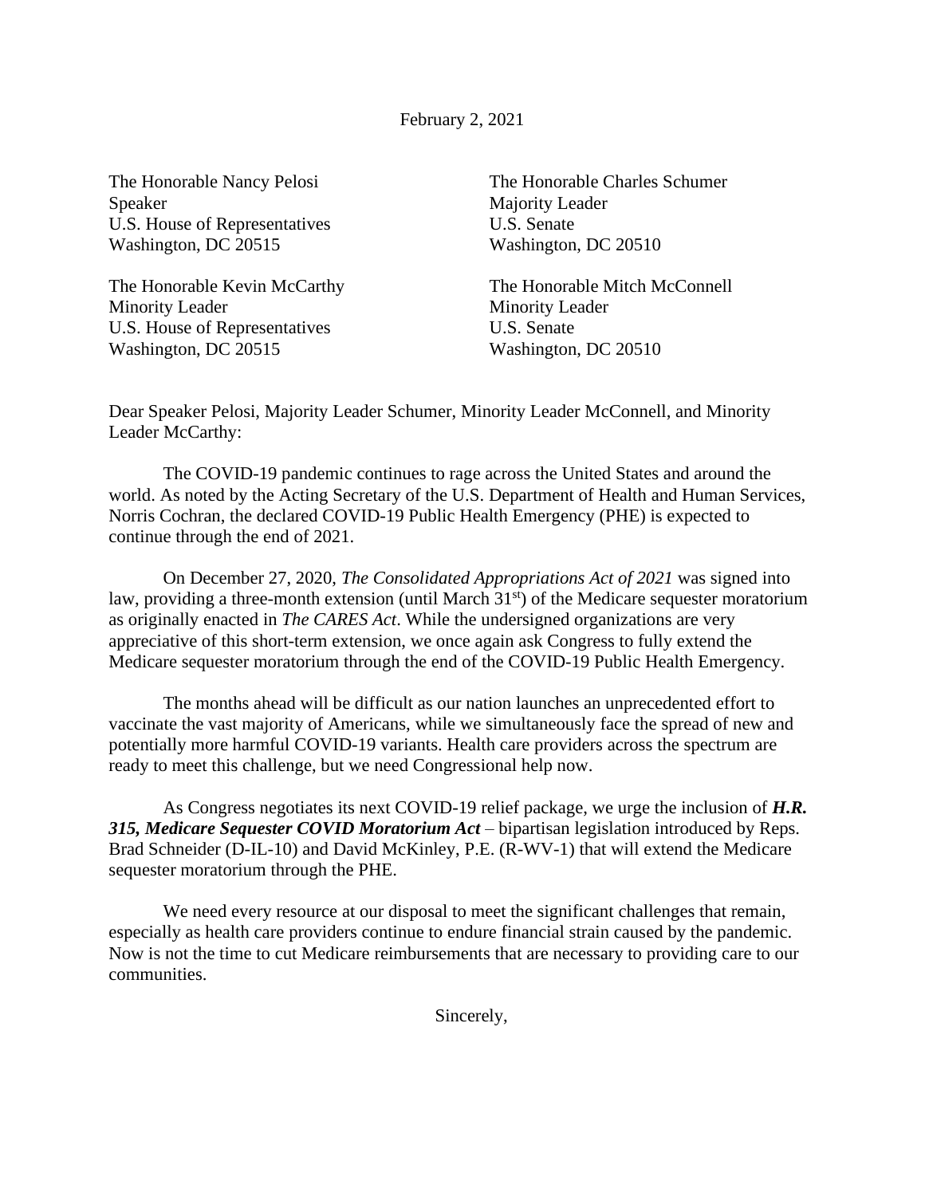February 2, 2021

The Honorable Nancy Pelosi
Speaker
U.S. House of Representatives
Washington, DC 20515

The Honorable Charles Schumer
Majority Leader
U.S. Senate
Washington, DC 20510

The Honorable Kevin McCarthy
Minority Leader
U.S. House of Representatives
Washington, DC 20515

The Honorable Mitch McConnell
Minority Leader
U.S. Senate
Washington, DC 20510

Dear Speaker Pelosi, Majority Leader Schumer, Minority Leader McConnell, and Minority Leader McCarthy:

The COVID-19 pandemic continues to rage across the United States and around the world. As noted by the Acting Secretary of the U.S. Department of Health and Human Services, Norris Cochran, the declared COVID-19 Public Health Emergency (PHE) is expected to continue through the end of 2021.

On December 27, 2020, *The Consolidated Appropriations Act of 2021* was signed into law, providing a three-month extension (until March 31st) of the Medicare sequester moratorium as originally enacted in *The CARES Act*. While the undersigned organizations are very appreciative of this short-term extension, we once again ask Congress to fully extend the Medicare sequester moratorium through the end of the COVID-19 Public Health Emergency.

The months ahead will be difficult as our nation launches an unprecedented effort to vaccinate the vast majority of Americans, while we simultaneously face the spread of new and potentially more harmful COVID-19 variants. Health care providers across the spectrum are ready to meet this challenge, but we need Congressional help now.

As Congress negotiates its next COVID-19 relief package, we urge the inclusion of ***H.R. 315, Medicare Sequester COVID Moratorium Act*** – bipartisan legislation introduced by Reps. Brad Schneider (D-IL-10) and David McKinley, P.E. (R-WV-1) that will extend the Medicare sequester moratorium through the PHE.

We need every resource at our disposal to meet the significant challenges that remain, especially as health care providers continue to endure financial strain caused by the pandemic. Now is not the time to cut Medicare reimbursements that are necessary to providing care to our communities.

Sincerely,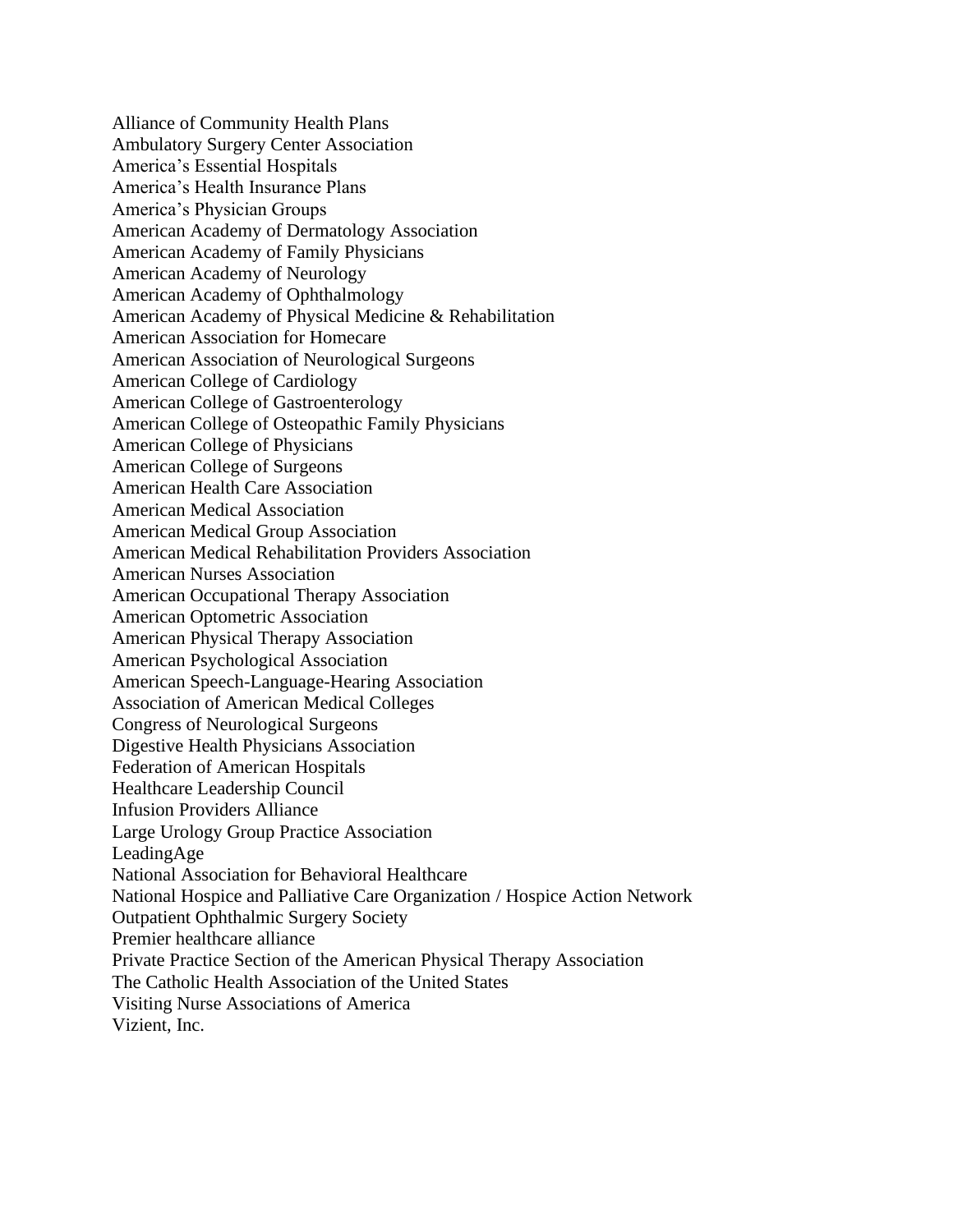Alliance of Community Health Plans
Ambulatory Surgery Center Association
America's Essential Hospitals
America's Health Insurance Plans
America's Physician Groups
American Academy of Dermatology Association
American Academy of Family Physicians
American Academy of Neurology
American Academy of Ophthalmology
American Academy of Physical Medicine & Rehabilitation
American Association for Homecare
American Association of Neurological Surgeons
American College of Cardiology
American College of Gastroenterology
American College of Osteopathic Family Physicians
American College of Physicians
American College of Surgeons
American Health Care Association
American Medical Association
American Medical Group Association
American Medical Rehabilitation Providers Association
American Nurses Association
American Occupational Therapy Association
American Optometric Association
American Physical Therapy Association
American Psychological Association
American Speech-Language-Hearing Association
Association of American Medical Colleges
Congress of Neurological Surgeons
Digestive Health Physicians Association
Federation of American Hospitals
Healthcare Leadership Council
Infusion Providers Alliance
Large Urology Group Practice Association
LeadingAge
National Association for Behavioral Healthcare
National Hospice and Palliative Care Organization / Hospice Action Network
Outpatient Ophthalmic Surgery Society
Premier healthcare alliance
Private Practice Section of the American Physical Therapy Association
The Catholic Health Association of the United States
Visiting Nurse Associations of America
Vizient, Inc.